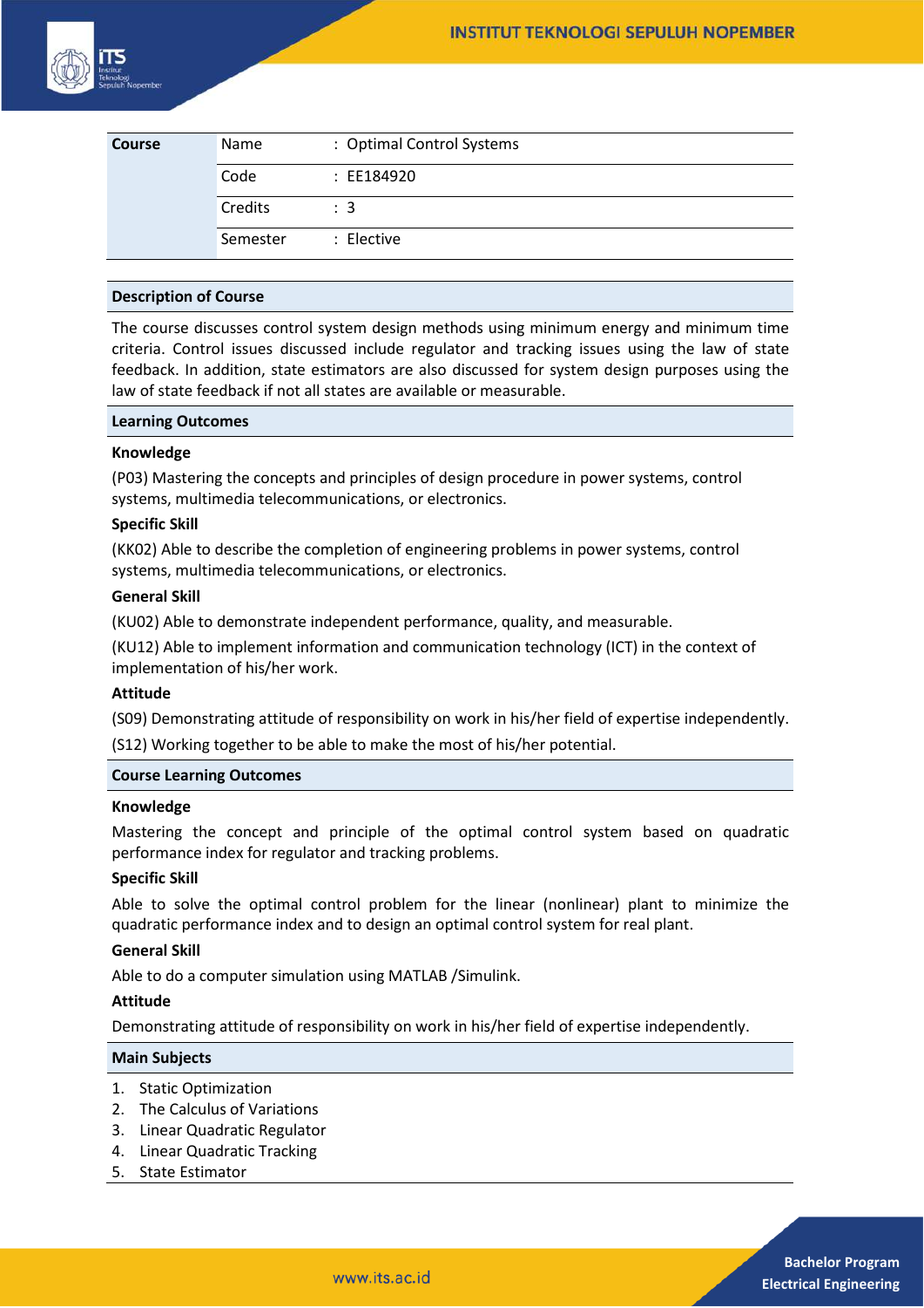| Course | | |
|---|---|---|
| | Name | : Optimal Control Systems |
| | Code | : EE184920 |
| | Credits | : 3 |
| | Semester | : Elective |

## Description of Course

The course discusses control system design methods using minimum energy and minimum time criteria. Control issues discussed include regulator and tracking issues using the law of state feedback. In addition, state estimators are also discussed for system design purposes using the law of state feedback if not all states are available or measurable.

## Learning Outcomes

**Knowledge**

(P03) Mastering the concepts and principles of design procedure in power systems, control systems, multimedia telecommunications, or electronics.

**Specific Skill**

(KK02) Able to describe the completion of engineering problems in power systems, control systems, multimedia telecommunications, or electronics.

**General Skill**

(KU02) Able to demonstrate independent performance, quality, and measurable.

(KU12) Able to implement information and communication technology (ICT) in the context of implementation of his/her work.

**Attitude**

(S09) Demonstrating attitude of responsibility on work in his/her field of expertise independently.

(S12) Working together to be able to make the most of his/her potential.

## Course Learning Outcomes

**Knowledge**

Mastering the concept and principle of the optimal control system based on quadratic performance index for regulator and tracking problems.

**Specific Skill**

Able to solve the optimal control problem for the linear (nonlinear) plant to minimize the quadratic performance index and to design an optimal control system for real plant.

**General Skill**

Able to do a computer simulation using MATLAB /Simulink.

**Attitude**

Demonstrating attitude of responsibility on work in his/her field of expertise independently.

## Main Subjects

1. Static Optimization
2. The Calculus of Variations
3. Linear Quadratic Regulator
4. Linear Quadratic Tracking
5. State Estimator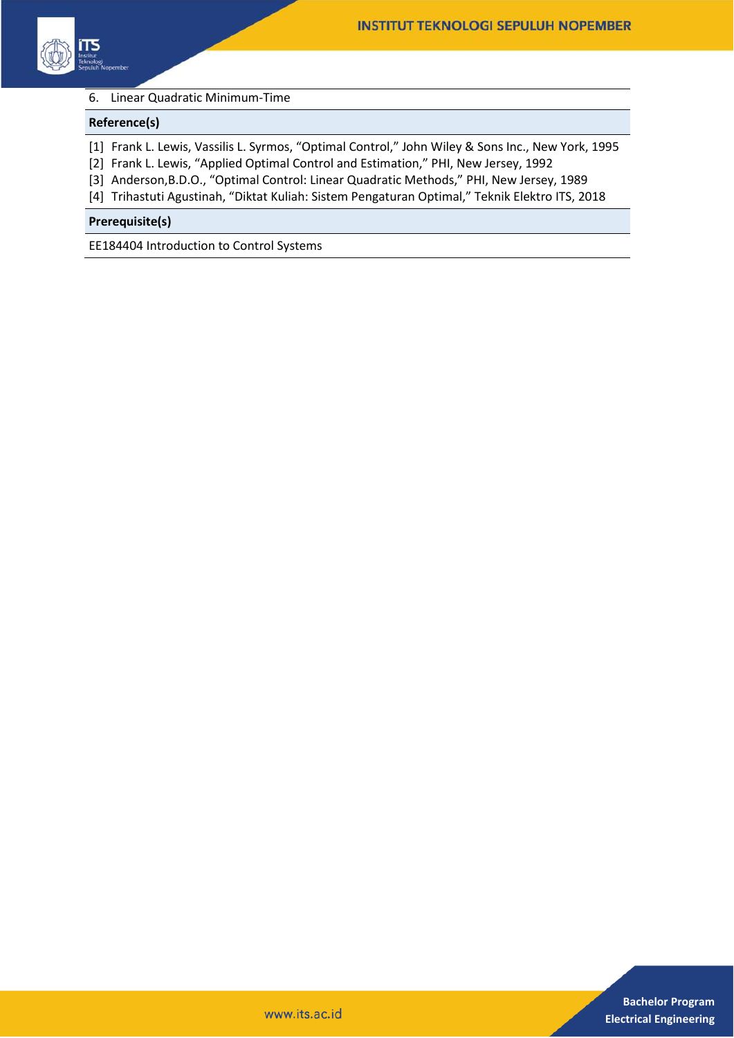6. Linear Quadratic Minimum-Time

**Reference(s)**

[1] Frank L. Lewis, Vassilis L. Syrmos, “Optimal Control,” John Wiley & Sons Inc., New York, 1995
[2] Frank L. Lewis, “Applied Optimal Control and Estimation,” PHI, New Jersey, 1992
[3] Anderson,B.D.O., “Optimal Control: Linear Quadratic Methods,” PHI, New Jersey, 1989
[4] Trihastuti Agustinah, “Diktat Kuliah: Sistem Pengaturan Optimal,” Teknik Elektro ITS, 2018

**Prerequisite(s)**

EE184404 Introduction to Control Systems